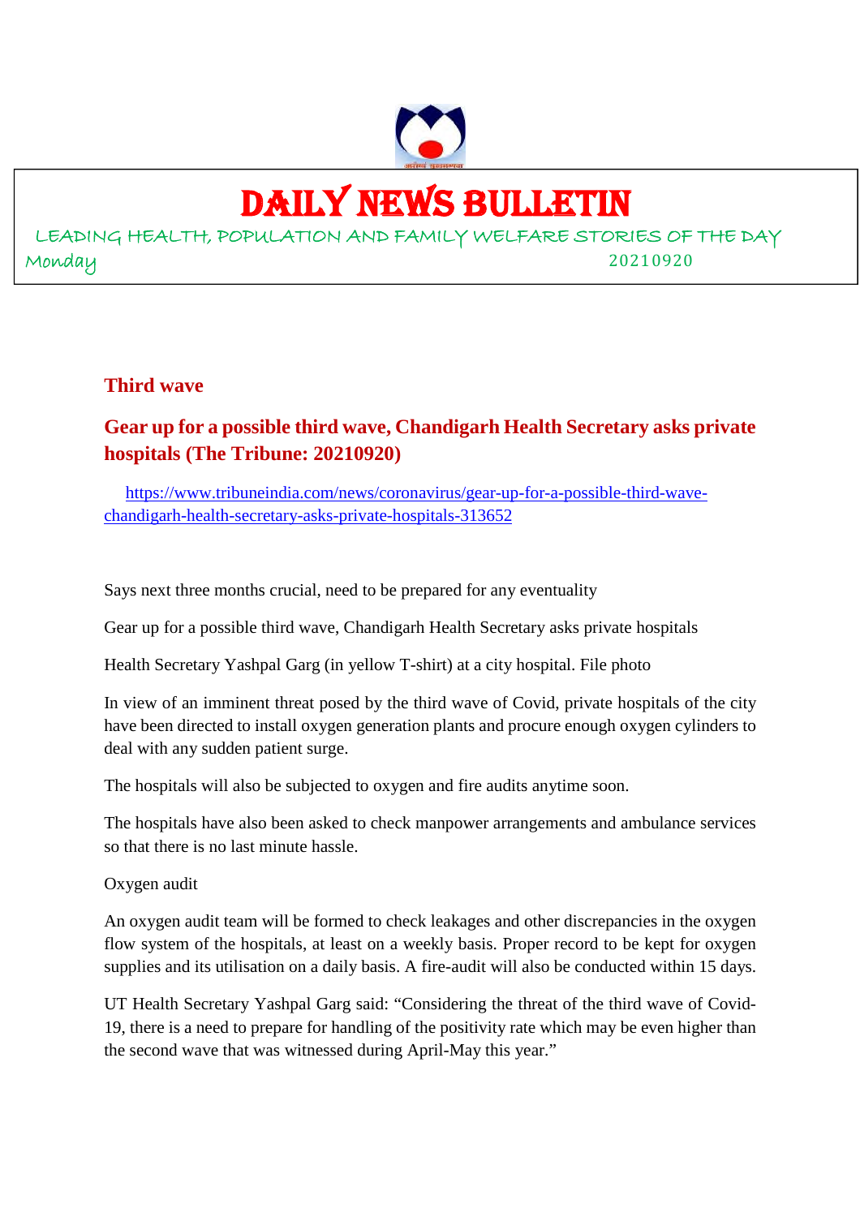# DAILY NEWS BULLETIN

LEADING HEALTH, POPULATION AND FAMILY WELFARE STORIES OF THE DAY

Monday 20210920

## Third wave

## Gear up for a possible third wave, Chandigarh Health Secretary asks private hospitals (The Tribune: 20210920)

https://www.tribuneindia.com/news/coronavirus/gear-up-for-a-possible-third-wave-chandigarh-health-secretary-asks-private-hospitals-313652

Says next three months crucial, need to be prepared for any eventuality

Gear up for a possible third wave, Chandigarh Health Secretary asks private hospitals

Health Secretary Yashpal Garg (in yellow T-shirt) at a city hospital. File photo

In view of an imminent threat posed by the third wave of Covid, private hospitals of the city have been directed to install oxygen generation plants and procure enough oxygen cylinders to deal with any sudden patient surge.

The hospitals will also be subjected to oxygen and fire audits anytime soon.

The hospitals have also been asked to check manpower arrangements and ambulance services so that there is no last minute hassle.

Oxygen audit

An oxygen audit team will be formed to check leakages and other discrepancies in the oxygen flow system of the hospitals, at least on a weekly basis. Proper record to be kept for oxygen supplies and its utilisation on a daily basis. A fire-audit will also be conducted within 15 days.

UT Health Secretary Yashpal Garg said: "Considering the threat of the third wave of Covid-19, there is a need to prepare for handling of the positivity rate which may be even higher than the second wave that was witnessed during April-May this year."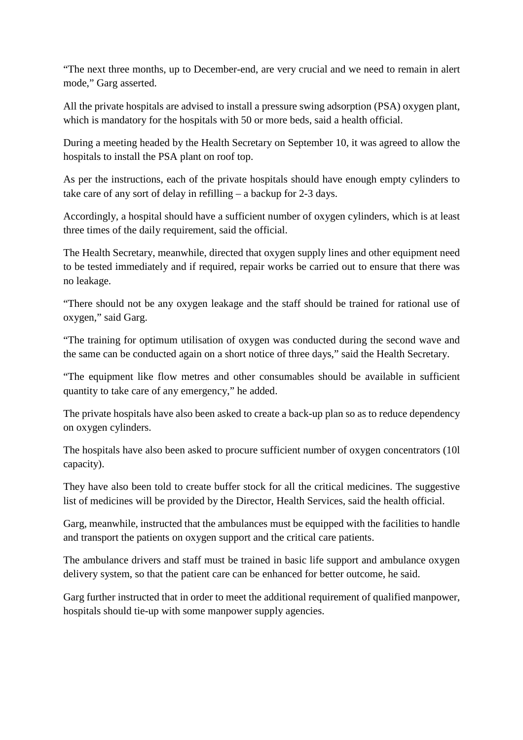"The next three months, up to December-end, are very crucial and we need to remain in alert mode," Garg asserted.

All the private hospitals are advised to install a pressure swing adsorption (PSA) oxygen plant, which is mandatory for the hospitals with 50 or more beds, said a health official.

During a meeting headed by the Health Secretary on September 10, it was agreed to allow the hospitals to install the PSA plant on roof top.

As per the instructions, each of the private hospitals should have enough empty cylinders to take care of any sort of delay in refilling – a backup for 2-3 days.

Accordingly, a hospital should have a sufficient number of oxygen cylinders, which is at least three times of the daily requirement, said the official.

The Health Secretary, meanwhile, directed that oxygen supply lines and other equipment need to be tested immediately and if required, repair works be carried out to ensure that there was no leakage.

"There should not be any oxygen leakage and the staff should be trained for rational use of oxygen," said Garg.

"The training for optimum utilisation of oxygen was conducted during the second wave and the same can be conducted again on a short notice of three days," said the Health Secretary.

"The equipment like flow metres and other consumables should be available in sufficient quantity to take care of any emergency," he added.

The private hospitals have also been asked to create a back-up plan so as to reduce dependency on oxygen cylinders.

The hospitals have also been asked to procure sufficient number of oxygen concentrators (10l capacity).

They have also been told to create buffer stock for all the critical medicines. The suggestive list of medicines will be provided by the Director, Health Services, said the health official.

Garg, meanwhile, instructed that the ambulances must be equipped with the facilities to handle and transport the patients on oxygen support and the critical care patients.

The ambulance drivers and staff must be trained in basic life support and ambulance oxygen delivery system, so that the patient care can be enhanced for better outcome, he said.

Garg further instructed that in order to meet the additional requirement of qualified manpower, hospitals should tie-up with some manpower supply agencies.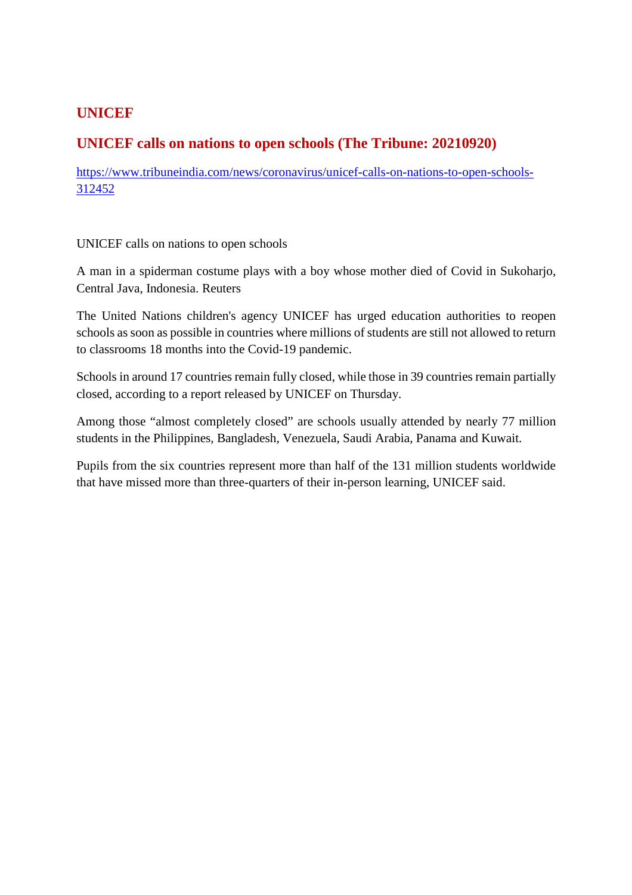## UNICEF

## UNICEF calls on nations to open schools (The Tribune: 20210920)

https://www.tribuneindia.com/news/coronavirus/unicef-calls-on-nations-to-open-schools-312452

UNICEF calls on nations to open schools

A man in a spiderman costume plays with a boy whose mother died of Covid in Sukoharjo, Central Java, Indonesia. Reuters

The United Nations children's agency UNICEF has urged education authorities to reopen schools as soon as possible in countries where millions of students are still not allowed to return to classrooms 18 months into the Covid-19 pandemic.

Schools in around 17 countries remain fully closed, while those in 39 countries remain partially closed, according to a report released by UNICEF on Thursday.

Among those "almost completely closed" are schools usually attended by nearly 77 million students in the Philippines, Bangladesh, Venezuela, Saudi Arabia, Panama and Kuwait.

Pupils from the six countries represent more than half of the 131 million students worldwide that have missed more than three-quarters of their in-person learning, UNICEF said.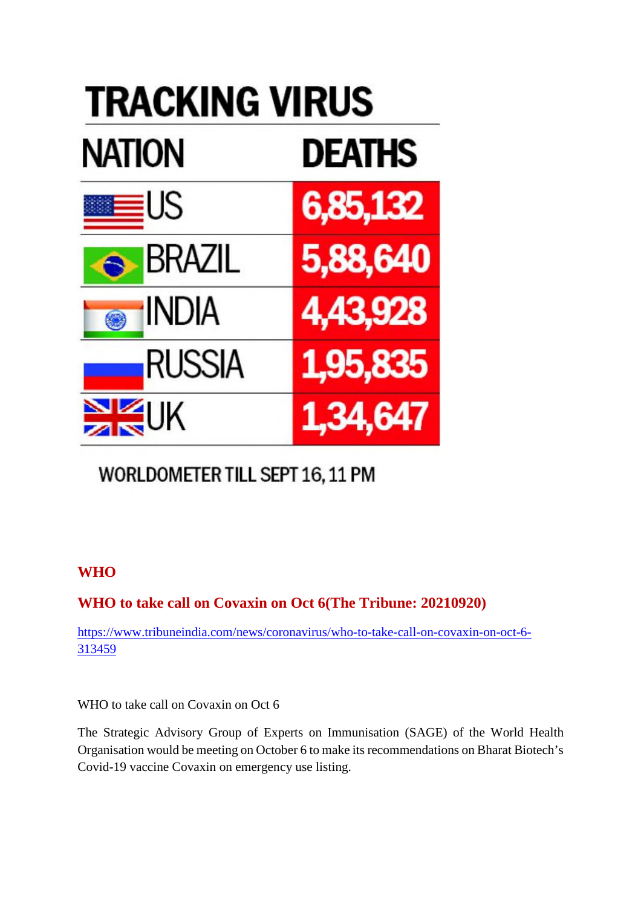# TRACKING VIRUS

| NATION | DEATHS |
|---|---|
| US | 6,85,132 |
| BRAZIL | 5,88,640 |
| INDIA | 4,43,928 |
| RUSSIA | 1,95,835 |
| UK | 1,34,647 |

WORLDOMETER TILL SEPT 16, 11 PM

## WHO

### WHO to take call on Covaxin on Oct 6(The Tribune: 20210920)

https://www.tribuneindia.com/news/coronavirus/who-to-take-call-on-covaxin-on-oct-6-313459

WHO to take call on Covaxin on Oct 6

The Strategic Advisory Group of Experts on Immunisation (SAGE) of the World Health Organisation would be meeting on October 6 to make its recommendations on Bharat Biotech's Covid-19 vaccine Covaxin on emergency use listing.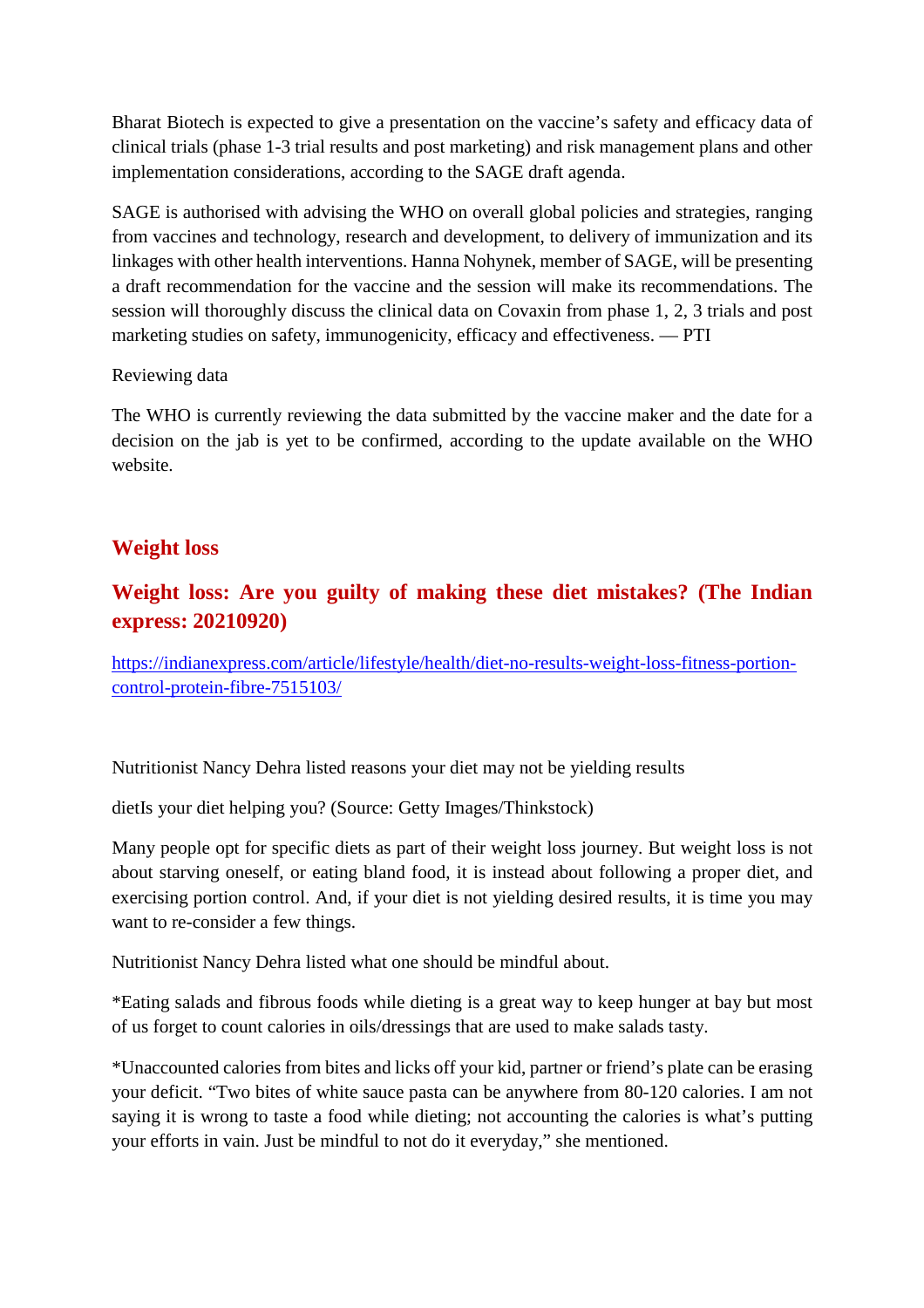Bharat Biotech is expected to give a presentation on the vaccine's safety and efficacy data of clinical trials (phase 1-3 trial results and post marketing) and risk management plans and other implementation considerations, according to the SAGE draft agenda.

SAGE is authorised with advising the WHO on overall global policies and strategies, ranging from vaccines and technology, research and development, to delivery of immunization and its linkages with other health interventions. Hanna Nohynek, member of SAGE, will be presenting a draft recommendation for the vaccine and the session will make its recommendations. The session will thoroughly discuss the clinical data on Covaxin from phase 1, 2, 3 trials and post marketing studies on safety, immunogenicity, efficacy and effectiveness. — PTI

Reviewing data

The WHO is currently reviewing the data submitted by the vaccine maker and the date for a decision on the jab is yet to be confirmed, according to the update available on the WHO website.

## Weight loss

### Weight loss: Are you guilty of making these diet mistakes? (The Indian express: 20210920)

[https://indianexpress.com/article/lifestyle/health/diet-no-results-weight-loss-fitness-portion-control-protein-fibre-7515103/](https://indianexpress.com/article/lifestyle/health/diet-no-results-weight-loss-fitness-portion-control-protein-fibre-7515103/)

Nutritionist Nancy Dehra listed reasons your diet may not be yielding results

dietIs your diet helping you? (Source: Getty Images/Thinkstock)

Many people opt for specific diets as part of their weight loss journey. But weight loss is not about starving oneself, or eating bland food, it is instead about following a proper diet, and exercising portion control. And, if your diet is not yielding desired results, it is time you may want to re-consider a few things.

Nutritionist Nancy Dehra listed what one should be mindful about.

*Eating salads and fibrous foods while dieting is a great way to keep hunger at bay but most of us forget to count calories in oils/dressings that are used to make salads tasty.

*Unaccounted calories from bites and licks off your kid, partner or friend's plate can be erasing your deficit. "Two bites of white sauce pasta can be anywhere from 80-120 calories. I am not saying it is wrong to taste a food while dieting; not accounting the calories is what's putting your efforts in vain. Just be mindful to not do it everyday," she mentioned.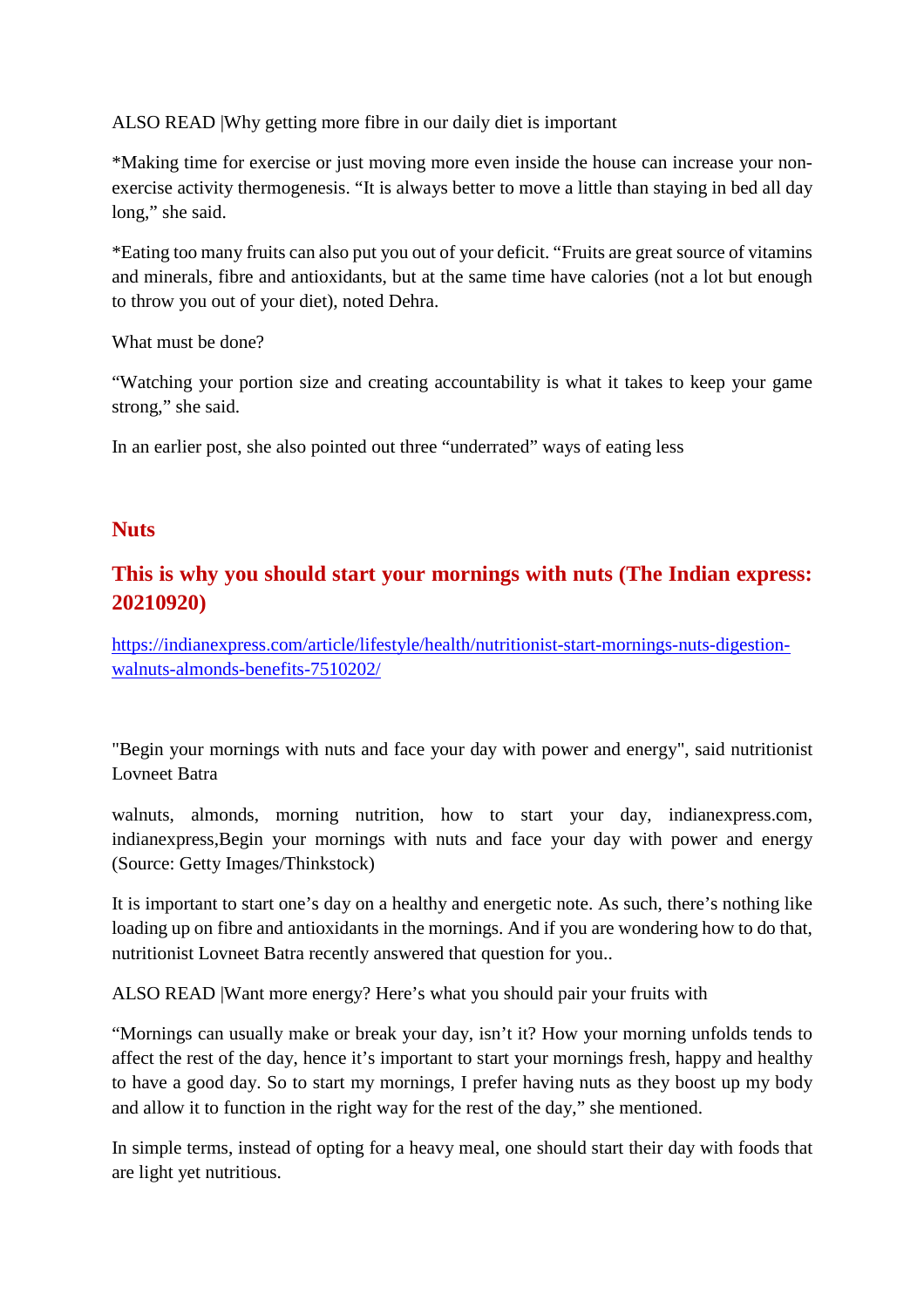ALSO READ |Why getting more fibre in our daily diet is important

*Making time for exercise or just moving more even inside the house can increase your non-exercise activity thermogenesis. “It is always better to move a little than staying in bed all day long,” she said.

*Eating too many fruits can also put you out of your deficit. “Fruits are great source of vitamins and minerals, fibre and antioxidants, but at the same time have calories (not a lot but enough to throw you out of your diet), noted Dehra.

What must be done?

“Watching your portion size and creating accountability is what it takes to keep your game strong,” she said.

In an earlier post, she also pointed out three “underrated” ways of eating less

## Nuts

## This is why you should start your mornings with nuts (The Indian express: 20210920)

https://indianexpress.com/article/lifestyle/health/nutritionist-start-mornings-nuts-digestion-walnuts-almonds-benefits-7510202/

"Begin your mornings with nuts and face your day with power and energy", said nutritionist Lovneet Batra

walnuts, almonds, morning nutrition, how to start your day, indianexpress.com, indianexpress,Begin your mornings with nuts and face your day with power and energy (Source: Getty Images/Thinkstock)

It is important to start one’s day on a healthy and energetic note. As such, there’s nothing like loading up on fibre and antioxidants in the mornings. And if you are wondering how to do that, nutritionist Lovneet Batra recently answered that question for you..

ALSO READ |Want more energy? Here’s what you should pair your fruits with

“Mornings can usually make or break your day, isn’t it? How your morning unfolds tends to affect the rest of the day, hence it’s important to start your mornings fresh, happy and healthy to have a good day. So to start my mornings, I prefer having nuts as they boost up my body and allow it to function in the right way for the rest of the day,” she mentioned.

In simple terms, instead of opting for a heavy meal, one should start their day with foods that are light yet nutritious.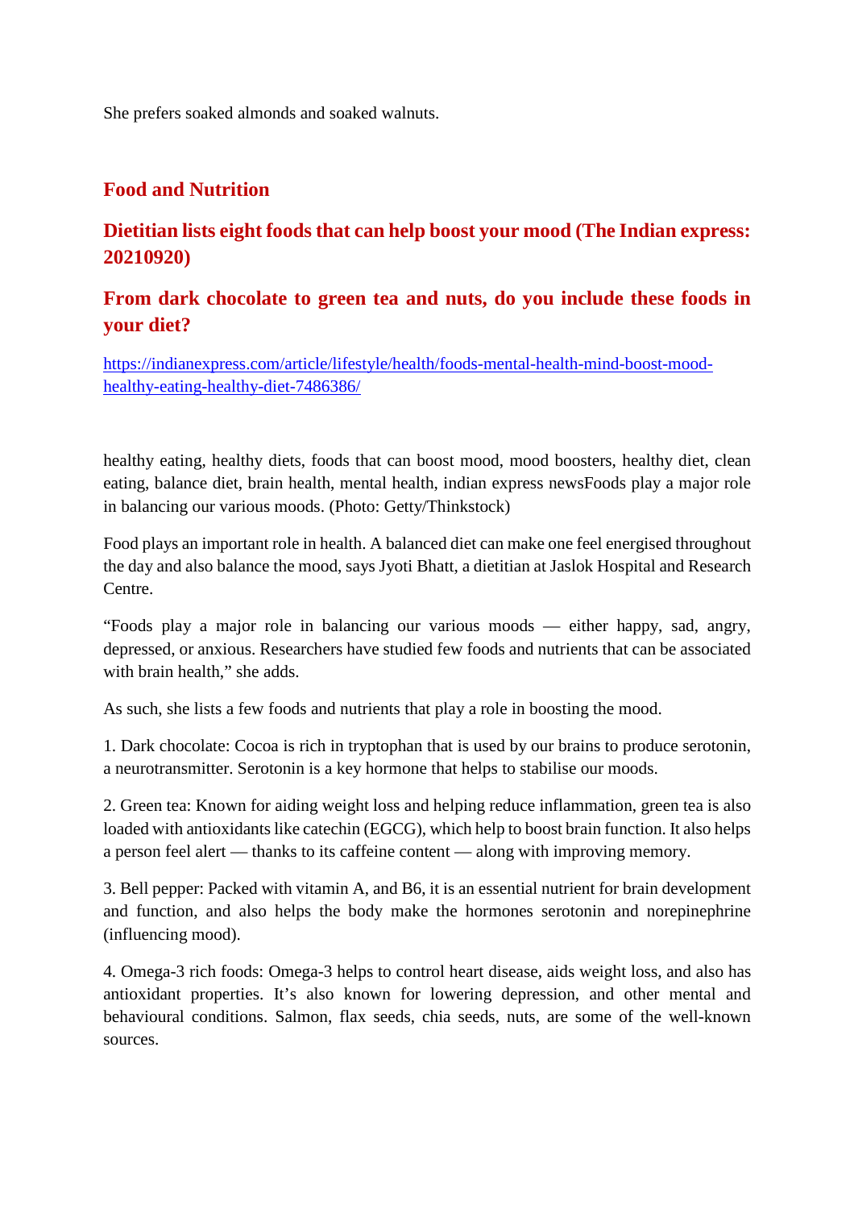She prefers soaked almonds and soaked walnuts.

## Food and Nutrition

## Dietitian lists eight foods that can help boost your mood (The Indian express: 20210920)

## From dark chocolate to green tea and nuts, do you include these foods in your diet?

https://indianexpress.com/article/lifestyle/health/foods-mental-health-mind-boost-mood-healthy-eating-healthy-diet-7486386/

healthy eating, healthy diets, foods that can boost mood, mood boosters, healthy diet, clean eating, balance diet, brain health, mental health, indian express newsFoods play a major role in balancing our various moods. (Photo: Getty/Thinkstock)

Food plays an important role in health. A balanced diet can make one feel energised throughout the day and also balance the mood, says Jyoti Bhatt, a dietitian at Jaslok Hospital and Research Centre.

“Foods play a major role in balancing our various moods — either happy, sad, angry, depressed, or anxious. Researchers have studied few foods and nutrients that can be associated with brain health,” she adds.

As such, she lists a few foods and nutrients that play a role in boosting the mood.

1. Dark chocolate: Cocoa is rich in tryptophan that is used by our brains to produce serotonin, a neurotransmitter. Serotonin is a key hormone that helps to stabilise our moods.

2. Green tea: Known for aiding weight loss and helping reduce inflammation, green tea is also loaded with antioxidants like catechin (EGCG), which help to boost brain function. It also helps a person feel alert — thanks to its caffeine content — along with improving memory.

3. Bell pepper: Packed with vitamin A, and B6, it is an essential nutrient for brain development and function, and also helps the body make the hormones serotonin and norepinephrine (influencing mood).

4. Omega-3 rich foods: Omega-3 helps to control heart disease, aids weight loss, and also has antioxidant properties. It’s also known for lowering depression, and other mental and behavioural conditions. Salmon, flax seeds, chia seeds, nuts, are some of the well-known sources.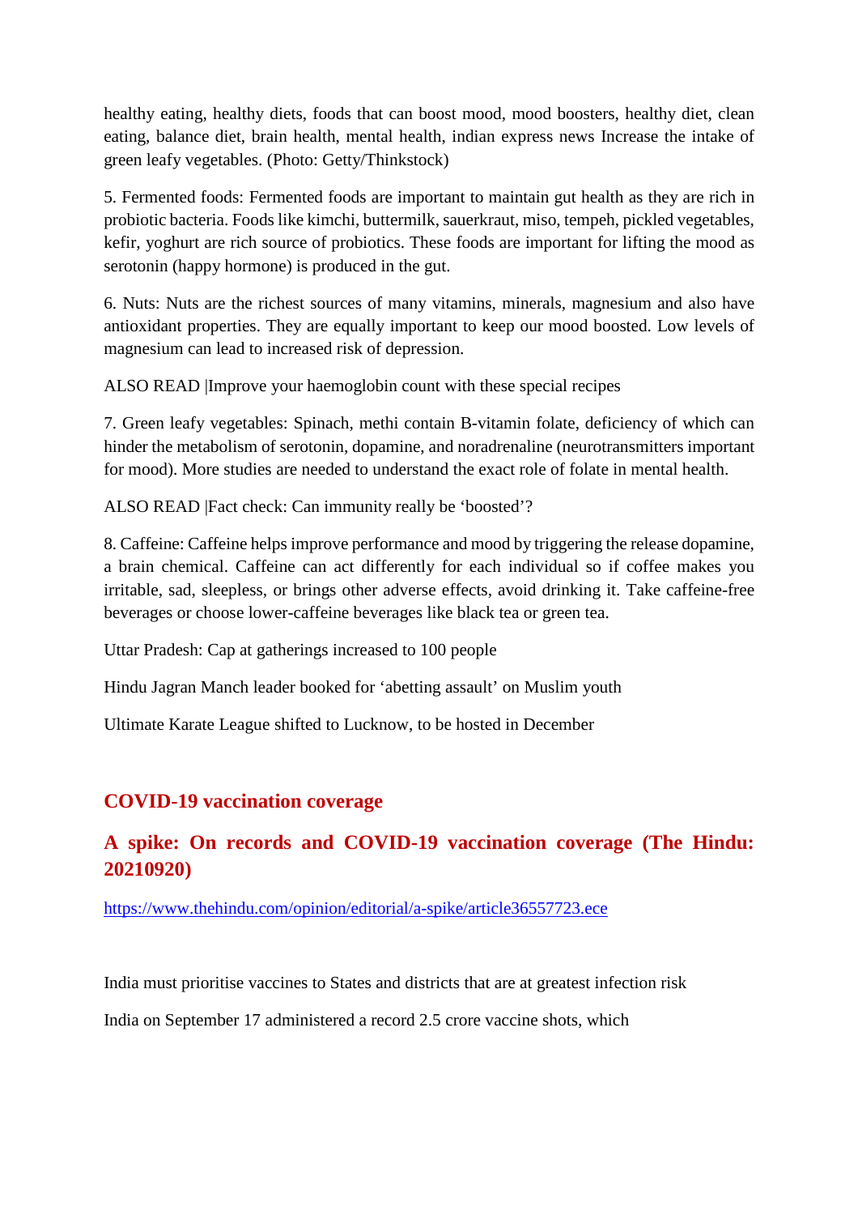healthy eating, healthy diets, foods that can boost mood, mood boosters, healthy diet, clean eating, balance diet, brain health, mental health, indian express news Increase the intake of green leafy vegetables. (Photo: Getty/Thinkstock)

5. Fermented foods: Fermented foods are important to maintain gut health as they are rich in probiotic bacteria. Foods like kimchi, buttermilk, sauerkraut, miso, tempeh, pickled vegetables, kefir, yoghurt are rich source of probiotics. These foods are important for lifting the mood as serotonin (happy hormone) is produced in the gut.

6. Nuts: Nuts are the richest sources of many vitamins, minerals, magnesium and also have antioxidant properties. They are equally important to keep our mood boosted. Low levels of magnesium can lead to increased risk of depression.

ALSO READ |Improve your haemoglobin count with these special recipes

7. Green leafy vegetables: Spinach, methi contain B-vitamin folate, deficiency of which can hinder the metabolism of serotonin, dopamine, and noradrenaline (neurotransmitters important for mood). More studies are needed to understand the exact role of folate in mental health.

ALSO READ |Fact check: Can immunity really be 'boosted'?

8. Caffeine: Caffeine helps improve performance and mood by triggering the release dopamine, a brain chemical. Caffeine can act differently for each individual so if coffee makes you irritable, sad, sleepless, or brings other adverse effects, avoid drinking it. Take caffeine-free beverages or choose lower-caffeine beverages like black tea or green tea.

Uttar Pradesh: Cap at gatherings increased to 100 people

Hindu Jagran Manch leader booked for 'abetting assault' on Muslim youth

Ultimate Karate League shifted to Lucknow, to be hosted in December

## COVID-19 vaccination coverage

## A spike: On records and COVID-19 vaccination coverage (The Hindu: 20210920)

https://www.thehindu.com/opinion/editorial/a-spike/article36557723.ece

India must prioritise vaccines to States and districts that are at greatest infection risk

India on September 17 administered a record 2.5 crore vaccine shots, which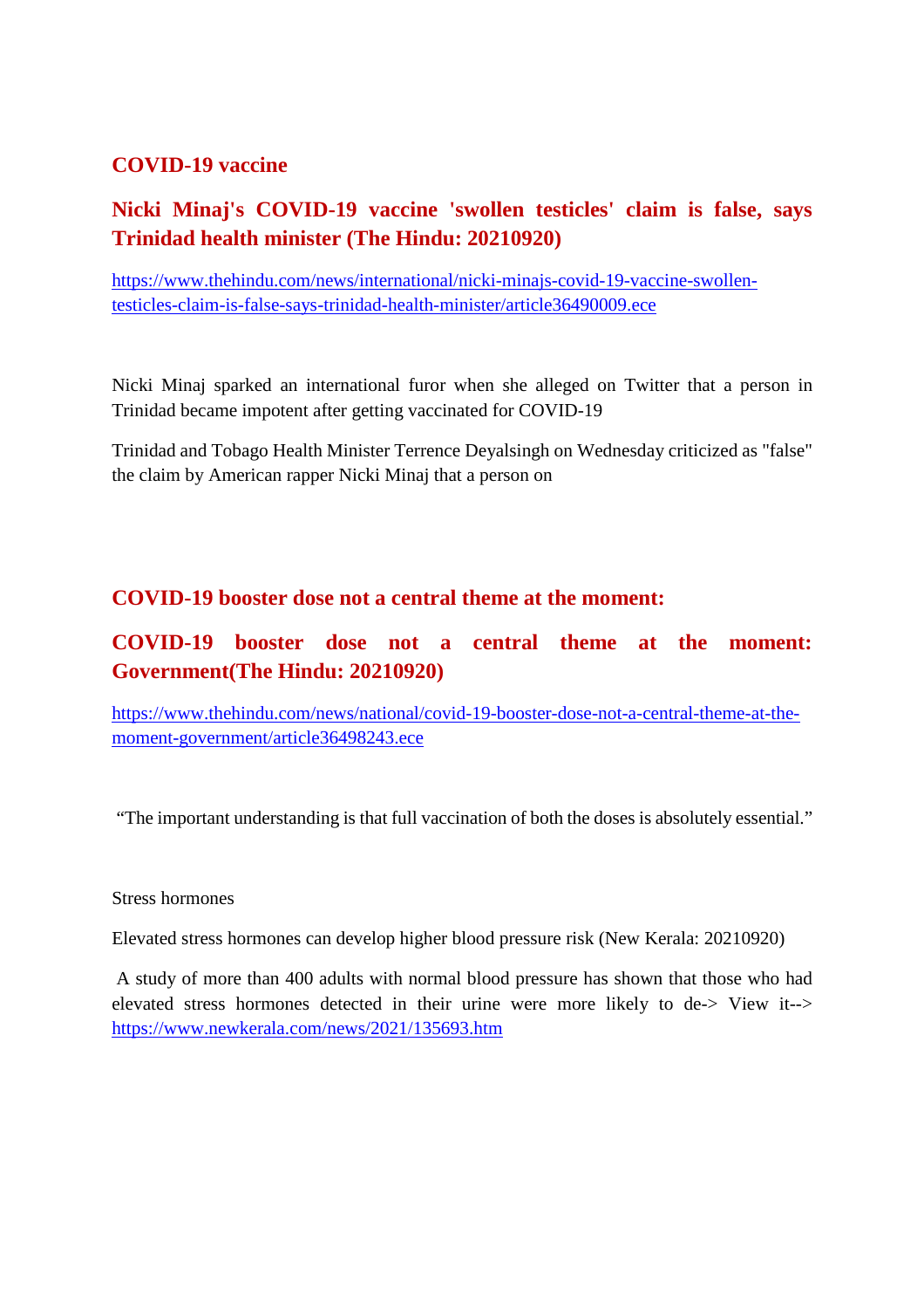## COVID-19 vaccine

### Nicki Minaj's COVID-19 vaccine 'swollen testicles' claim is false, says Trinidad health minister (The Hindu: 20210920)

https://www.thehindu.com/news/international/nicki-minajs-covid-19-vaccine-swollen-testicles-claim-is-false-says-trinidad-health-minister/article36490009.ece

Nicki Minaj sparked an international furor when she alleged on Twitter that a person in Trinidad became impotent after getting vaccinated for COVID-19

Trinidad and Tobago Health Minister Terrence Deyalsingh on Wednesday criticized as "false" the claim by American rapper Nicki Minaj that a person on

## COVID-19 booster dose not a central theme at the moment:

### COVID-19 booster dose not a central theme at the moment: Government(The Hindu: 20210920)

https://www.thehindu.com/news/national/covid-19-booster-dose-not-a-central-theme-at-the-moment-government/article36498243.ece

"The important understanding is that full vaccination of both the doses is absolutely essential."

Stress hormones

Elevated stress hormones can develop higher blood pressure risk (New Kerala: 20210920)

A study of more than 400 adults with normal blood pressure has shown that those who had elevated stress hormones detected in their urine were more likely to de-> View it--> https://www.newkerala.com/news/2021/135693.htm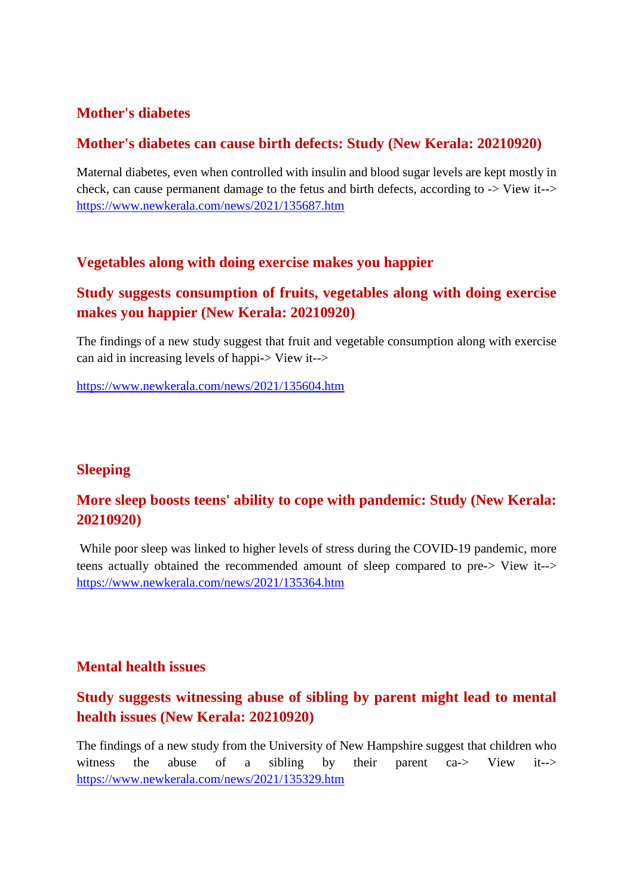## Mother's diabetes

### Mother's diabetes can cause birth defects: Study (New Kerala: 20210920)

Maternal diabetes, even when controlled with insulin and blood sugar levels are kept mostly in check, can cause permanent damage to the fetus and birth defects, according to -> View it--> https://www.newkerala.com/news/2021/135687.htm

## Vegetables along with doing exercise makes you happier

### Study suggests consumption of fruits, vegetables along with doing exercise makes you happier (New Kerala: 20210920)

The findings of a new study suggest that fruit and vegetable consumption along with exercise can aid in increasing levels of happi-> View it-->

https://www.newkerala.com/news/2021/135604.htm

## Sleeping

### More sleep boosts teens' ability to cope with pandemic: Study (New Kerala: 20210920)

While poor sleep was linked to higher levels of stress during the COVID-19 pandemic, more teens actually obtained the recommended amount of sleep compared to pre-> View it--> https://www.newkerala.com/news/2021/135364.htm

## Mental health issues

### Study suggests witnessing abuse of sibling by parent might lead to mental health issues (New Kerala: 20210920)

The findings of a new study from the University of New Hampshire suggest that children who witness the abuse of a sibling by their parent ca-> View it--> https://www.newkerala.com/news/2021/135329.htm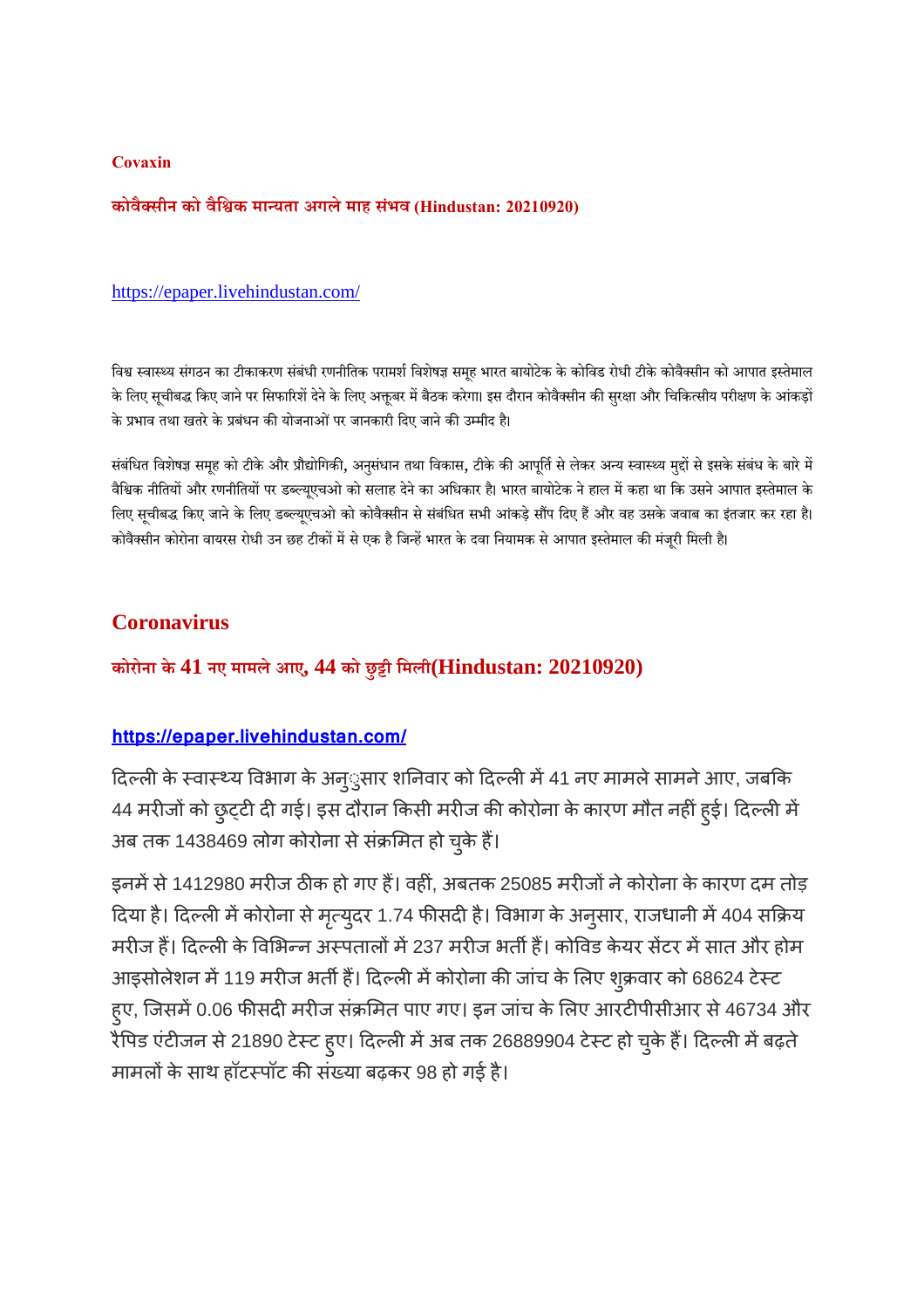**Covaxin**

**कोवैक्सीन को वैश्विक मान्यता अगले माह संभव (Hindustan: 20210920)**

https://epaper.livehindustan.com/

विश्व स्वास्थ्य संगठन का टीकाकरण संबंधी रणनीतिक परामर्श विशेषज्ञ समूह भारत बायोटेक के कोविड रोधी टीके कोवैक्सीन को आपात इस्तेमाल के लिए सूचीबद्ध किए जाने पर सिफारिशें देने के लिए अक्तूबर में बैठक करेगा। इस दौरान कोवैक्सीन की सुरक्षा और चिकित्सीय परीक्षण के आंकड़ों के प्रभाव तथा खतरे के प्रबंधन की योजनाओं पर जानकारी दिए जाने की उम्मीद है।

संबंधित विशेषज्ञ समूह को टीके और प्रौद्योगिकी, अनुसंधान तथा विकास, टीके की आपूर्ति से लेकर अन्य स्वास्थ्य मुद्दों से इसके संबंध के बारे में वैश्विक नीतियों और रणनीतियों पर डब्ल्यूएचओ को सलाह देने का अधिकार है। भारत बायोटेक ने हाल में कहा था कि उसने आपात इस्तेमाल के लिए सूचीबद्ध किए जाने के लिए डब्ल्यूएचओ को कोवैक्सीन से संबंधित सभी आंकड़े सौंप दिए हैं और वह उसके जवाब का इंतजार कर रहा है। कोवैक्सीन कोरोना वायरस रोधी उन छह टीकों में से एक है जिन्हें भारत के दवा नियामक से आपात इस्तेमाल की मंजूरी मिली है।

## Coronavirus

### कोरोना के 41 नए मामले आए, 44 को छुट्टी मिली(Hindustan: 20210920)

**https://epaper.livehindustan.com/**

दिल्ली के स्वास्थ्य विभाग के अनुसार शनिवार को दिल्ली में 41 नए मामले सामने आए, जबकि 44 मरीजों को छुट्टी दी गई। इस दौरान किसी मरीज की कोरोना के कारण मौत नहीं हुई। दिल्ली में अब तक 1438469 लोग कोरोना से संक्रमित हो चुके हैं।

इनमें से 1412980 मरीज ठीक हो गए हैं। वहीं, अबतक 25085 मरीजों ने कोरोना के कारण दम तोड़ दिया है। दिल्ली में कोरोना से मृत्युदर 1.74 फीसदी है। विभाग के अनुसार, राजधानी में 404 सक्रिय मरीज हैं। दिल्ली के विभिन्न अस्पतालों में 237 मरीज भर्ती हैं। कोविड केयर सेंटर में सात और होम आइसोलेशन में 119 मरीज भर्ती हैं। दिल्ली में कोरोना की जांच के लिए शुक्रवार को 68624 टेस्ट हुए, जिसमें 0.06 फीसदी मरीज संक्रमित पाए गए। इन जांच के लिए आरटीपीसीआर से 46734 और रैपिड एंटीजन से 21890 टेस्ट हुए। दिल्ली में अब तक 26889904 टेस्ट हो चुके हैं। दिल्ली में बढ़ते मामलों के साथ हॉटस्पॉट की संख्या बढ़कर 98 हो गई है।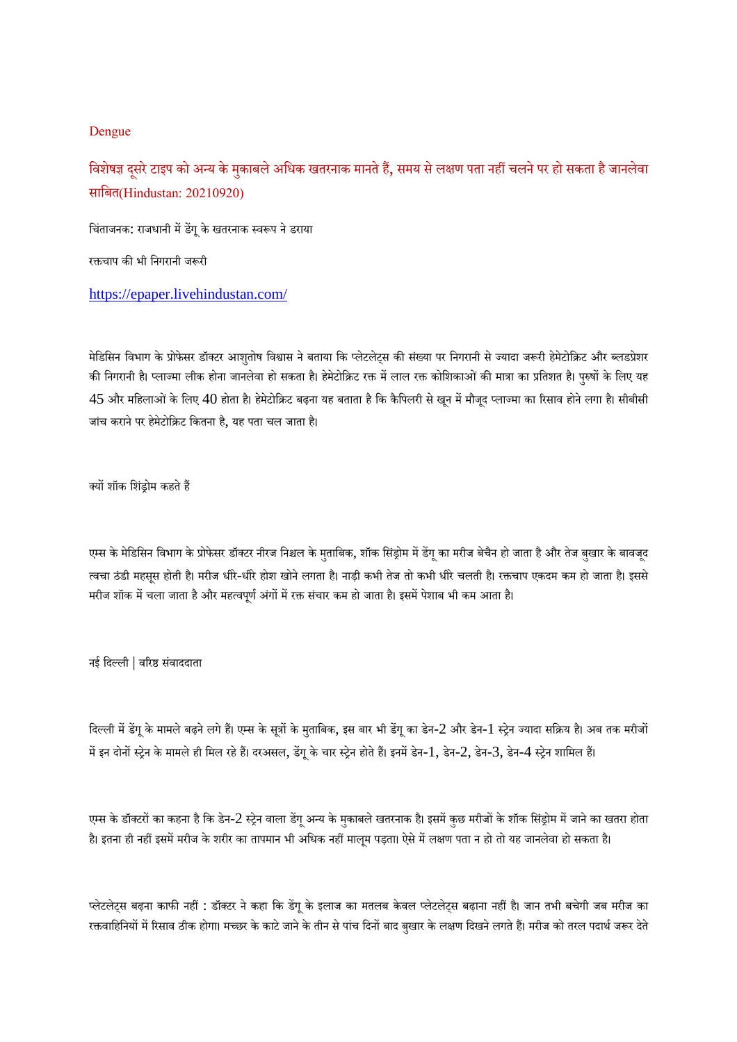Dengue

## विशेषज्ञ दूसरे टाइप को अन्य के मुकाबले अधिक खतरनाक मानते हैं, समय से लक्षण पता नहीं चलने पर हो सकता है जानलेवा साबित(Hindustan: 20210920)

चिंताजनक: राजधानी में डेंगू के खतरनाक स्वरूप ने डराया

रक्तचाप की भी निगरानी जरूरी

https://epaper.livehindustan.com/

मेडिसिन विभाग के प्रोफेसर डॉक्टर आशुतोष विश्वास ने बताया कि प्लेटलेट्स की संख्या पर निगरानी से ज्यादा जरूरी हेमेटोक्रिट और ब्लडप्रेशर की निगरानी है। प्लाज्मा लीक होना जानलेवा हो सकता है। हेमेटोक्रिट रक्त में लाल रक्त कोशिकाओं की मात्रा का प्रतिशत है। पुरुषों के लिए यह 45 और महिलाओं के लिए 40 होता है। हेमेटोक्रिट बढ़ना यह बताता है कि कैपिलरी से खून में मौजूद प्लाज्मा का रिसाव होने लगा है। सीबीसी जांच कराने पर हेमेटोक्रिट कितना है, यह पता चल जाता है।

क्यों शॉक शिंड्रोम कहते हैं

एम्स के मेडिसिन विभाग के प्रोफेसर डॉक्टर नीरज निश्चल के मुताबिक, शॉक सिंड्रोम में डेंगू का मरीज बेचैन हो जाता है और तेज बुखार के बावजूद त्वचा ठंडी महसूस होती है। मरीज धीरे-धीरे होश खोने लगता है। नाड़ी कभी तेज तो कभी धीरे चलती है। रक्तचाप एकदम कम हो जाता है। इससे मरीज शॉक में चला जाता है और महत्वपूर्ण अंगों में रक्त संचार कम हो जाता है। इसमें पेशाब भी कम आता है।

नई दिल्ली | वरिष्ठ संवाददाता

दिल्ली में डेंगू के मामले बढ़ने लगे हैं। एम्स के सूत्रों के मुताबिक, इस बार भी डेंगू का डेन-2 और डेन-1 स्ट्रेन ज्यादा सक्रिय है। अब तक मरीजों में इन दोनों स्ट्रेन के मामले ही मिल रहे हैं। दरअसल, डेंगू के चार स्ट्रेन होते हैं। इनमें डेन-1, डेन-2, डेन-3, डेन-4 स्ट्रेन शामिल हैं।

एम्स के डॉक्टरों का कहना है कि डेन-2 स्ट्रेन वाला डेंगू अन्य के मुकाबले खतरनाक है। इसमें कुछ मरीजों के शॉक सिंड्रोम में जाने का खतरा होता है। इतना ही नहीं इसमें मरीज के शरीर का तापमान भी अधिक नहीं मालूम पड़ता। ऐसे में लक्षण पता न हो तो यह जानलेवा हो सकता है।

प्लेटलेट्स बढ़ना काफी नहीं : डॉक्टर ने कहा कि डेंगू के इलाज का मतलब केवल प्लेटलेट्स बढ़ाना नहीं है। जान तभी बचेगी जब मरीज का रक्तवाहिनियों में रिसाव ठीक होगा। मच्छर के काटे जाने के तीन से पांच दिनों बाद बुखार के लक्षण दिखने लगते हैं। मरीज को तरल पदार्थ जरूर देते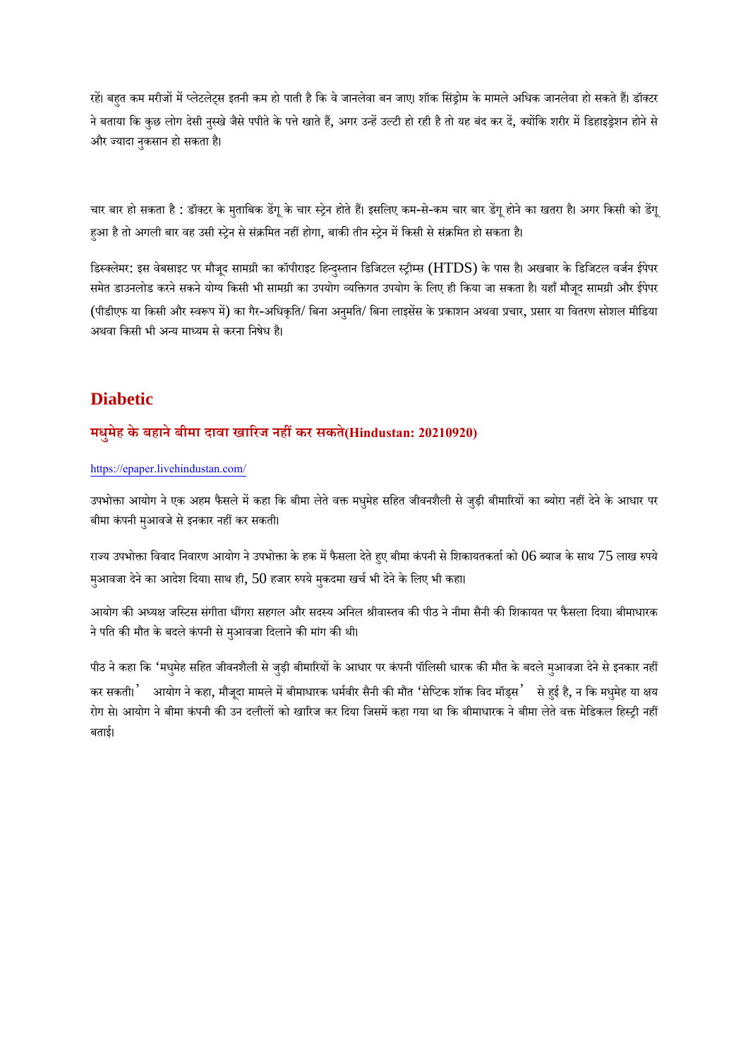रहें। बहुत कम मरीजों में प्लेटलेट्स इतनी कम हो पाती है कि वे जानलेवा बन जाए। शॉक सिंड्रोम के मामले अधिक जानलेवा हो सकते हैं। डॉक्टर ने बताया कि कुछ लोग देसी नुस्खे जैसे पपीते के पत्ते खाते हैं, अगर उन्हें उल्टी हो रही है तो यह बंद कर दें, क्योंकि शरीर में डिहाइड्रेशन होने से और ज्यादा नुकसान हो सकता है।

चार बार हो सकता है : डॉक्टर के मुताबिक डेंगू के चार स्ट्रेन होते हैं। इसलिए कम-से-कम चार बार डेंगू होने का खतरा है। अगर किसी को डेंगू हुआ है तो अगली बार वह उसी स्ट्रेन से संक्रमित नहीं होगा, बाकी तीन स्ट्रेन में किसी से संक्रमित हो सकता है।

डिस्क्लेमर: इस वेबसाइट पर मौजूद सामग्री का कॉपीराइट हिन्दुस्तान डिजिटल स्ट्रीम्स (HTDS) के पास है। अखबार के डिजिटल वर्जन ईपेपर समेत डाउनलोड करने सकने योग्य किसी भी सामग्री का उपयोग व्यक्तिगत उपयोग के लिए ही किया जा सकता है। यहाँ मौजूद सामग्री और ईपेपर (पीडीएफ या किसी और स्वरूप में) का गैर-अधिकृति/ बिना अनुमति/ बिना लाइसेंस के प्रकाशन अथवा प्रचार, प्रसार या वितरण सोशल मीडिया अथवा किसी भी अन्य माध्यम से करना निषेध है।

## Diabetic

### मधुमेह के बहाने बीमा दावा खारिज नहीं कर सकते(Hindustan: 20210920)

https://epaper.livehindustan.com/

उपभोक्ता आयोग ने एक अहम फैसले में कहा कि बीमा लेते वक्त मधुमेह सहित जीवनशैली से जुड़ी बीमारियों का ब्योरा नहीं देने के आधार पर बीमा कंपनी मुआवजे से इनकार नहीं कर सकती।

राज्य उपभोक्ता विवाद निवारण आयोग ने उपभोक्ता के हक में फैसला देते हुए बीमा कंपनी से शिकायतकर्ता को 06 ब्याज के साथ 75 लाख रुपये मुआवजा देने का आदेश दिया। साथ ही, 50 हजार रुपये मुकदमा खर्च भी देने के लिए भी कहा।

आयोग की अध्यक्ष जस्टिस संगीता धींगरा सहगल और सदस्य अनिल श्रीवास्तव की पीठ ने नीमा सैनी की शिकायत पर फैसला दिया। बीमाधारक ने पति की मौत के बदले कंपनी से मुआवजा दिलाने की मांग की थी।

पीठ ने कहा कि 'मधुमेह सहित जीवनशैली से जुड़ी बीमारियों के आधार पर कंपनी पॉलिसी धारक की मौत के बदले मुआवजा देने से इनकार नहीं कर सकती।' आयोग ने कहा, मौजूदा मामले में बीमाधारक धर्मवीर सैनी की मौत 'सेप्टिक शॉक विद मॉड्स' से हुई है, न कि मधुमेह या क्षय रोग से। आयोग ने बीमा कंपनी की उन दलीलों को खारिज कर दिया जिसमें कहा गया था कि बीमाधारक ने बीमा लेते वक्त मेडिकल हिस्ट्री नहीं बताई।